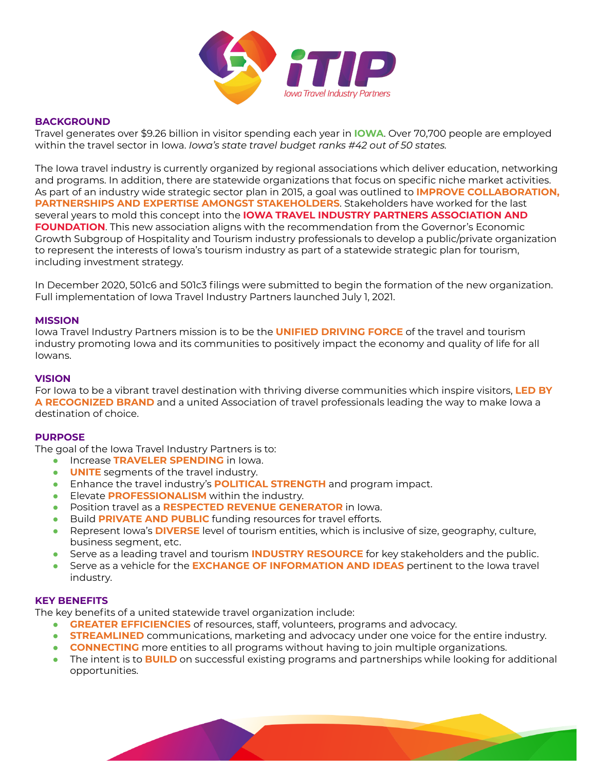iTIP

Iowa Travel Industry Partners

## BACKGROUND

Travel generates over $9.26 billion in visitor spending each year in **IOWA**. Over 70,700 people are employed within the travel sector in Iowa. *Iowa's state travel budget ranks #42 out of 50 states.*

The Iowa travel industry is currently organized by regional associations which deliver education, networking and programs. In addition, there are statewide organizations that focus on specific niche market activities. As part of an industry wide strategic sector plan in 2015, a goal was outlined to **IMPROVE COLLABORATION, PARTNERSHIPS AND EXPERTISE AMONGST STAKEHOLDERS**. Stakeholders have worked for the last several years to mold this concept into the **IOWA TRAVEL INDUSTRY PARTNERS ASSOCIATION AND FOUNDATION**. This new association aligns with the recommendation from the Governor's Economic Growth Subgroup of Hospitality and Tourism industry professionals to develop a public/private organization to represent the interests of Iowa's tourism industry as part of a statewide strategic plan for tourism, including investment strategy.

In December 2020, 501c6 and 501c3 filings were submitted to begin the formation of the new organization. Full implementation of Iowa Travel Industry Partners launched July 1, 2021.

## MISSION

Iowa Travel Industry Partners mission is to be the **UNIFIED DRIVING FORCE** of the travel and tourism industry promoting Iowa and its communities to positively impact the economy and quality of life for all Iowans.

## VISION

For Iowa to be a vibrant travel destination with thriving diverse communities which inspire visitors, **LED BY A RECOGNIZED BRAND** and a united Association of travel professionals leading the way to make Iowa a destination of choice.

## PURPOSE

The goal of the Iowa Travel Industry Partners is to:

- Increase **TRAVELER SPENDING** in Iowa.
- **UNITE** segments of the travel industry.
- Enhance the travel industry's **POLITICAL STRENGTH** and program impact.
- Elevate **PROFESSIONALISM** within the industry.
- Position travel as a **RESPECTED REVENUE GENERATOR** in Iowa.
- Build **PRIVATE AND PUBLIC** funding resources for travel efforts.
- Represent Iowa's **DIVERSE** level of tourism entities, which is inclusive of size, geography, culture, business segment, etc.
- Serve as a leading travel and tourism **INDUSTRY RESOURCE** for key stakeholders and the public.
- Serve as a vehicle for the **EXCHANGE OF INFORMATION AND IDEAS** pertinent to the Iowa travel industry.

## KEY BENEFITS

The key benefits of a united statewide travel organization include:

- **GREATER EFFICIENCIES** of resources, staff, volunteers, programs and advocacy.
- **STREAMLINED** communications, marketing and advocacy under one voice for the entire industry.
- **CONNECTING** more entities to all programs without having to join multiple organizations.
- The intent is to **BUILD** on successful existing programs and partnerships while looking for additional opportunities.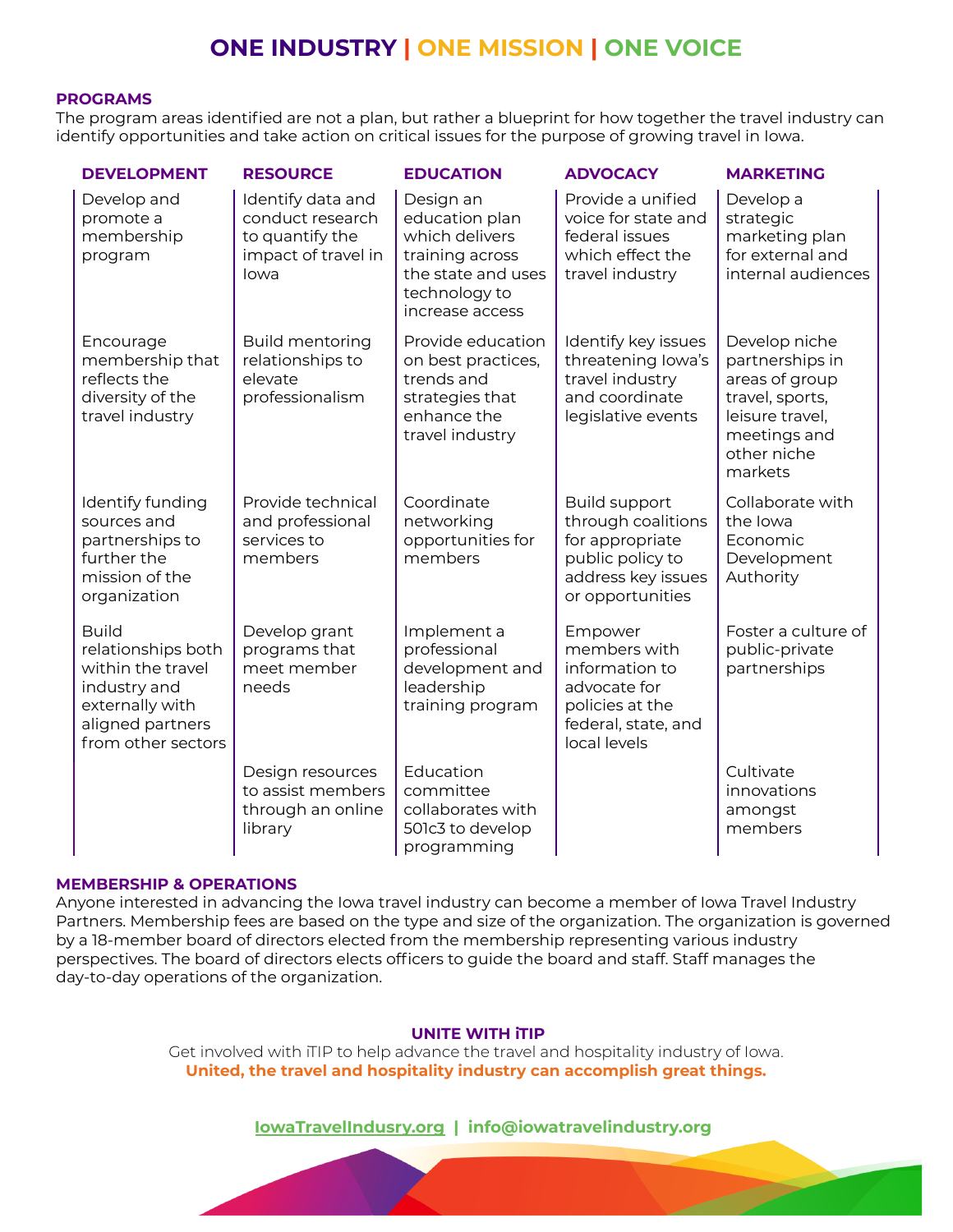# ONE INDUSTRY | ONE MISSION | ONE VOICE

## PROGRAMS

The program areas identified are not a plan, but rather a blueprint for how together the travel industry can identify opportunities and take action on critical issues for the purpose of growing travel in Iowa.

| DEVELOPMENT | RESOURCE | EDUCATION | ADVOCACY | MARKETING |
| --- | --- | --- | --- | --- |
| Develop and promote a membership program | Identify data and conduct research to quantify the impact of travel in Iowa | Design an education plan which delivers training across the state and uses technology to increase access | Provide a unified voice for state and federal issues which effect the travel industry | Develop a strategic marketing plan for external and internal audiences |
| Encourage membership that reflects the diversity of the travel industry | Build mentoring relationships to elevate professionalism | Provide education on best practices, trends and strategies that enhance the travel industry | Identify key issues threatening Iowa's travel industry and coordinate legislative events | Develop niche partnerships in areas of group travel, sports, leisure travel, meetings and other niche markets |
| Identify funding sources and partnerships to further the mission of the organization | Provide technical and professional services to members | Coordinate networking opportunities for members | Build support through coalitions for appropriate public policy to address key issues or opportunities | Collaborate with the Iowa Economic Development Authority |
| Build relationships both within the travel industry and externally with aligned partners from other sectors | Develop grant programs that meet member needs | Implement a professional development and leadership training program | Empower members with information to advocate for policies at the federal, state, and local levels | Foster a culture of public-private partnerships |
| | Design resources to assist members through an online library | Education committee collaborates with 501c3 to develop programming | | Cultivate innovations amongst members |

## MEMBERSHIP & OPERATIONS

Anyone interested in advancing the Iowa travel industry can become a member of Iowa Travel Industry Partners. Membership fees are based on the type and size of the organization. The organization is governed by a 18-member board of directors elected from the membership representing various industry perspectives. The board of directors elects officers to guide the board and staff. Staff manages the day-to-day operations of the organization.

### UNITE WITH iTIP

Get involved with iTIP to help advance the travel and hospitality industry of Iowa.

**United, the travel and hospitality industry can accomplish great things.**

**IowaTravelIndusry.org | info@iowatravelindustry.org**